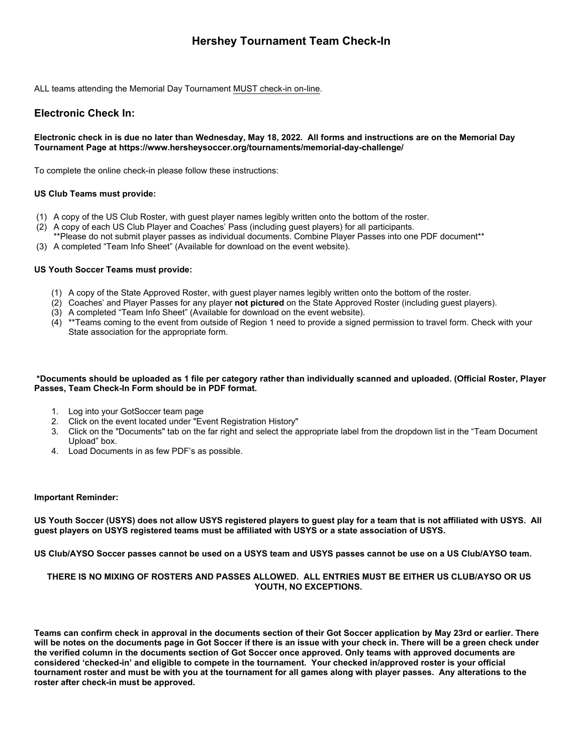# Hershey Tournament Team Check-In

ALL teams attending the Memorial Day Tournament MUST check-in on-line.

## Electronic Check In:

**Electronic check in is due no later than Wednesday, May 18, 2022. All forms and instructions are on the Memorial Day Tournament Page at https://www.hersheysoccer.org/tournaments/memorial-day-challenge/**

To complete the online check-in please follow these instructions:

**US Club Teams must provide:**

(1) A copy of the US Club Roster, with guest player names legibly written onto the bottom of the roster.
(2) A copy of each US Club Player and Coaches' Pass (including guest players) for all participants.
**Please do not submit player passes as individual documents. Combine Player Passes into one PDF document**
(3) A completed "Team Info Sheet" (Available for download on the event website).

**US Youth Soccer Teams must provide:**

(1) A copy of the State Approved Roster, with guest player names legibly written onto the bottom of the roster.
(2) Coaches' and Player Passes for any player **not pictured** on the State Approved Roster (including guest players).
(3) A completed "Team Info Sheet" (Available for download on the event website).
(4) **Teams coming to the event from outside of Region 1 need to provide a signed permission to travel form. Check with your State association for the appropriate form.

**\*Documents should be uploaded as 1 file per category rather than individually scanned and uploaded. (Official Roster, Player Passes, Team Check-In Form should be in PDF format.**

1. Log into your GotSoccer team page
2. Click on the event located under "Event Registration History"
3. Click on the "Documents" tab on the far right and select the appropriate label from the dropdown list in the "Team Document Upload" box.
4. Load Documents in as few PDF's as possible.

**Important Reminder:**

**US Youth Soccer (USYS) does not allow USYS registered players to guest play for a team that is not affiliated with USYS. All guest players on USYS registered teams must be affiliated with USYS or a state association of USYS.**

**US Club/AYSO Soccer passes cannot be used on a USYS team and USYS passes cannot be use on a US Club/AYSO team.**

**THERE IS NO MIXING OF ROSTERS AND PASSES ALLOWED. ALL ENTRIES MUST BE EITHER US CLUB/AYSO OR US YOUTH, NO EXCEPTIONS.**

**Teams can confirm check in approval in the documents section of their Got Soccer application by May 23rd or earlier. There will be notes on the documents page in Got Soccer if there is an issue with your check in. There will be a green check under the verified column in the documents section of Got Soccer once approved. Only teams with approved documents are considered 'checked-in' and eligible to compete in the tournament. Your checked in/approved roster is your official tournament roster and must be with you at the tournament for all games along with player passes. Any alterations to the roster after check-in must be approved.**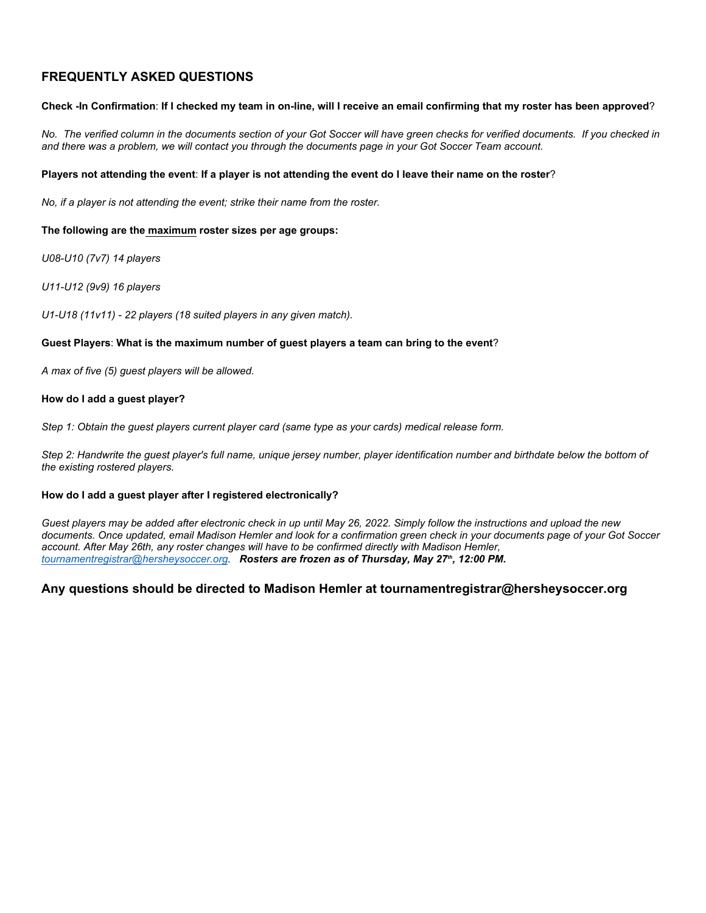## FREQUENTLY ASKED QUESTIONS

**Check -In Confirmation**: **If I checked my team in on-line, will I receive an email confirming that my roster has been approved**?

*No. The verified column in the documents section of your Got Soccer will have green checks for verified documents. If you checked in and there was a problem, we will contact you through the documents page in your Got Soccer Team account.*

**Players not attending the event**: **If a player is not attending the event do I leave their name on the roster**?

*No, if a player is not attending the event; strike their name from the roster.*

**The following are the maximum roster sizes per age groups:**

*U08-U10 (7v7) 14 players*

*U11-U12 (9v9) 16 players*

*U1-U18 (11v11) - 22 players (18 suited players in any given match).*

**Guest Players**: **What is the maximum number of guest players a team can bring to the event**?

*A max of five (5) guest players will be allowed.*

**How do I add a guest player?**

*Step 1: Obtain the guest players current player card (same type as your cards) medical release form.*

*Step 2: Handwrite the guest player's full name, unique jersey number, player identification number and birthdate below the bottom of the existing rostered players.*

**How do I add a guest player after I registered electronically?**

*Guest players may be added after electronic check in up until May 26, 2022. Simply follow the instructions and upload the new documents. Once updated, email Madison Hemler and look for a confirmation green check in your documents page of your Got Soccer account. After May 26th, any roster changes will have to be confirmed directly with Madison Hemler, tournamentregistrar@hersheysoccer.org.* ***Rosters are frozen as of Thursday, May 27th, 12:00 PM.***

### Any questions should be directed to Madison Hemler at tournamentregistrar@hersheysoccer.org